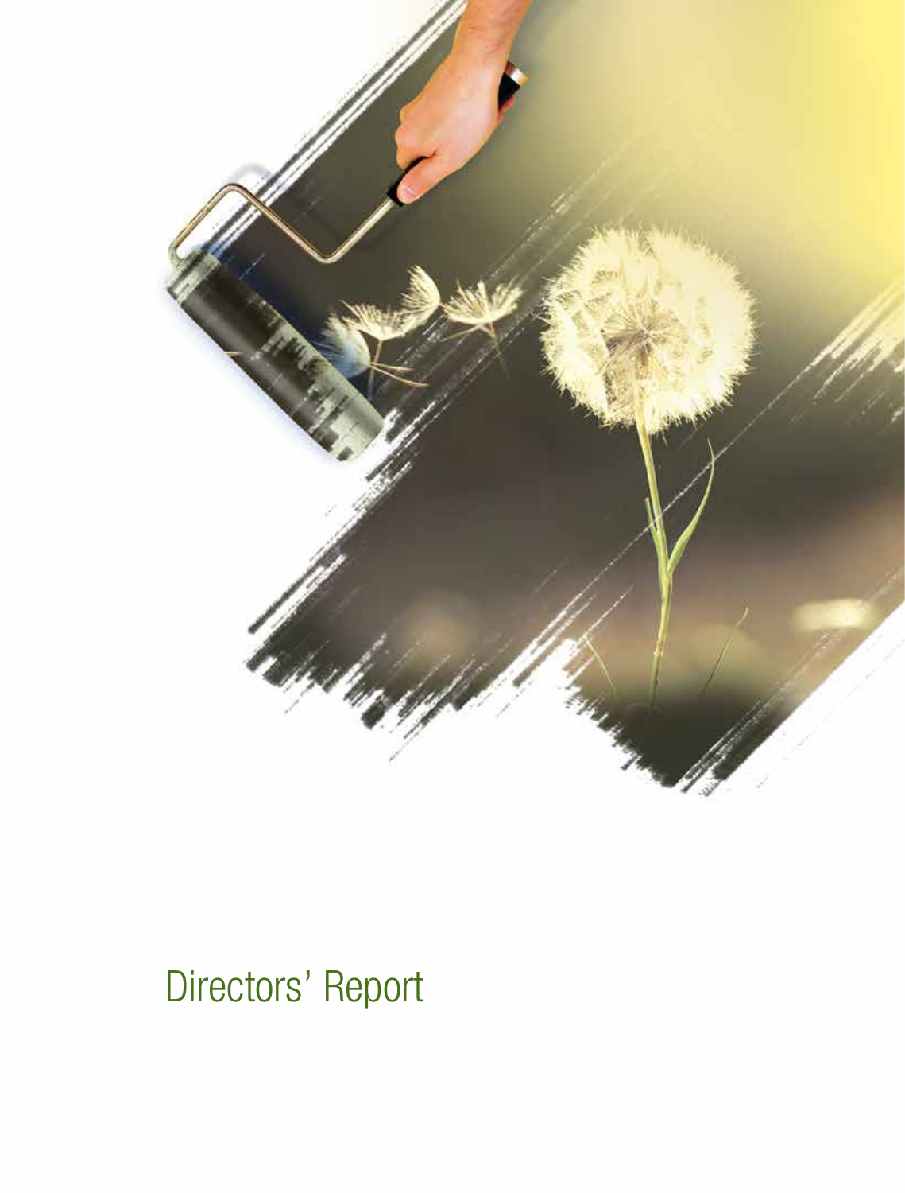# Directors' Report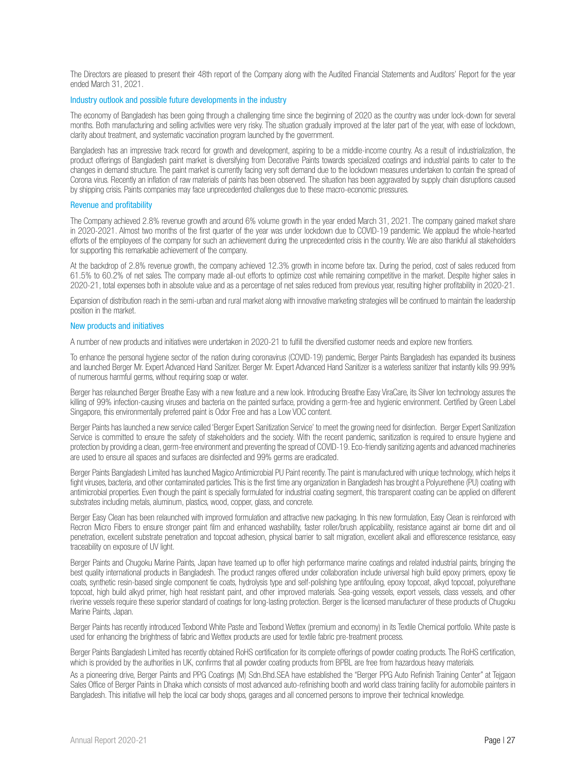The Directors are pleased to present their 48th report of the Company along with the Audited Financial Statements and Auditors' Report for the year ended March 31, 2021.

## Industry outlook and possible future developments in the industry

The economy of Bangladesh has been going through a challenging time since the beginning of 2020 as the country was under lock-down for several months. Both manufacturing and selling activities were very risky. The situation gradually improved at the later part of the year, with ease of lockdown, clarity about treatment, and systematic vaccination program launched by the government.

Bangladesh has an impressive track record for growth and development, aspiring to be a middle-income country. As a result of industrialization, the product offerings of Bangladesh paint market is diversifying from Decorative Paints towards specialized coatings and industrial paints to cater to the changes in demand structure. The paint market is currently facing very soft demand due to the lockdown measures undertaken to contain the spread of Corona virus. Recently an inflation of raw materials of paints has been observed. The situation has been aggravated by supply chain disruptions caused by shipping crisis. Paints companies may face unprecedented challenges due to these macro-economic pressures.

## Revenue and profitability

The Company achieved 2.8% revenue growth and around 6% volume growth in the year ended March 31, 2021. The company gained market share in 2020-2021. Almost two months of the first quarter of the year was under lockdown due to COVID-19 pandemic. We applaud the whole-hearted efforts of the employees of the company for such an achievement during the unprecedented crisis in the country. We are also thankful all stakeholders for supporting this remarkable achievement of the company.

At the backdrop of 2.8% revenue growth, the company achieved 12.3% growth in income before tax. During the period, cost of sales reduced from 61.5% to 60.2% of net sales. The company made all-out efforts to optimize cost while remaining competitive in the market. Despite higher sales in 2020-21, total expenses both in absolute value and as a percentage of net sales reduced from previous year, resulting higher profitability in 2020-21.

Expansion of distribution reach in the semi-urban and rural market along with innovative marketing strategies will be continued to maintain the leadership position in the market.

## New products and initiatives

A number of new products and initiatives were undertaken in 2020-21 to fulfill the diversified customer needs and explore new frontiers.

To enhance the personal hygiene sector of the nation during coronavirus (COVID-19) pandemic, Berger Paints Bangladesh has expanded its business and launched Berger Mr. Expert Advanced Hand Sanitizer. Berger Mr. Expert Advanced Hand Sanitizer is a waterless sanitizer that instantly kills 99.99% of numerous harmful germs, without requiring soap or water.

Berger has relaunched Berger Breathe Easy with a new feature and a new look. Introducing Breathe Easy ViraCare, its Silver Ion technology assures the killing of 99% infection-causing viruses and bacteria on the painted surface, providing a germ-free and hygienic environment. Certified by Green Label Singapore, this environmentally preferred paint is Odor Free and has a Low VOC content.

Berger Paints has launched a new service called 'Berger Expert Sanitization Service' to meet the growing need for disinfection. Berger Expert Sanitization Service is committed to ensure the safety of stakeholders and the society. With the recent pandemic, sanitization is required to ensure hygiene and protection by providing a clean, germ-free environment and preventing the spread of COVID-19. Eco-friendly sanitizing agents and advanced machineries are used to ensure all spaces and surfaces are disinfected and 99% germs are eradicated.

Berger Paints Bangladesh Limited has launched Magico Antimicrobial PU Paint recently. The paint is manufactured with unique technology, which helps it fight viruses, bacteria, and other contaminated particles. This is the first time any organization in Bangladesh has brought a Polyurethene (PU) coating with antimicrobial properties. Even though the paint is specially formulated for industrial coating segment, this transparent coating can be applied on different substrates including metals, aluminum, plastics, wood, copper, glass, and concrete.

Berger Easy Clean has been relaunched with improved formulation and attractive new packaging. In this new formulation, Easy Clean is reinforced with Recron Micro Fibers to ensure stronger paint film and enhanced washability, faster roller/brush applicability, resistance against air borne dirt and oil penetration, excellent substrate penetration and topcoat adhesion, physical barrier to salt migration, excellent alkali and efflorescence resistance, easy traceability on exposure of UV light.

Berger Paints and Chugoku Marine Paints, Japan have teamed up to offer high performance marine coatings and related industrial paints, bringing the best quality international products in Bangladesh. The product ranges offered under collaboration include universal high build epoxy primers, epoxy tie coats, synthetic resin-based single component tie coats, hydrolysis type and self-polishing type antifouling, epoxy topcoat, alkyd topcoat, polyurethane topcoat, high build alkyd primer, high heat resistant paint, and other improved materials. Sea-going vessels, export vessels, class vessels, and other riverine vessels require these superior standard of coatings for long-lasting protection. Berger is the licensed manufacturer of these products of Chugoku Marine Paints, Japan.

Berger Paints has recently introduced Texbond White Paste and Texbond Wettex (premium and economy) in its Textile Chemical portfolio. White paste is used for enhancing the brightness of fabric and Wettex products are used for textile fabric pre-treatment process.

Berger Paints Bangladesh Limited has recently obtained RoHS certification for its complete offerings of powder coating products. The RoHS certification, which is provided by the authorities in UK, confirms that all powder coating products from BPBL are free from hazardous heavy materials.

As a pioneering drive, Berger Paints and PPG Coatings (M) Sdn.Bhd.SEA have established the "Berger PPG Auto Refinish Training Center" at Tejgaon Sales Office of Berger Paints in Dhaka which consists of most advanced auto-refinishing booth and world class training facility for automobile painters in Bangladesh. This initiative will help the local car body shops, garages and all concerned persons to improve their technical knowledge.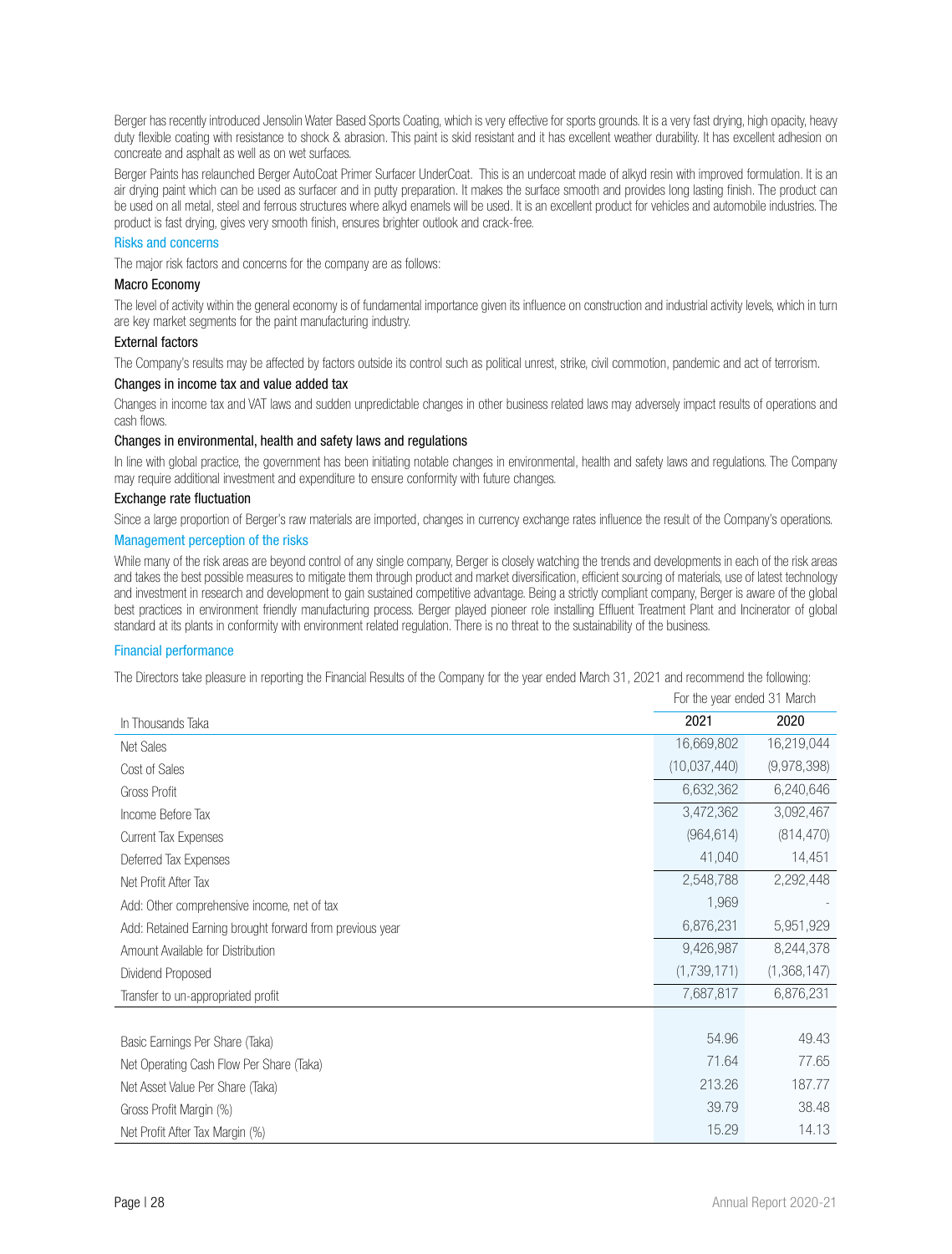Berger has recently introduced Jensolin Water Based Sports Coating, which is very effective for sports grounds. It is a very fast drying, high opacity, heavy duty flexible coating with resistance to shock & abrasion. This paint is skid resistant and it has excellent weather durability. It has excellent adhesion on concreate and asphalt as well as on wet surfaces.

Berger Paints has relaunched Berger AutoCoat Primer Surfacer UnderCoat. This is an undercoat made of alkyd resin with improved formulation. It is an air drying paint which can be used as surfacer and in putty preparation. It makes the surface smooth and provides long lasting finish. The product can be used on all metal, steel and ferrous structures where alkyd enamels will be used. It is an excellent product for vehicles and automobile industries. The product is fast drying, gives very smooth finish, ensures brighter outlook and crack-free.

## Risks and concerns

The major risk factors and concerns for the company are as follows:

### Macro Economy

The level of activity within the general economy is of fundamental importance given its influence on construction and industrial activity levels, which in turn are key market segments for the paint manufacturing industry.

### External factors

The Company's results may be affected by factors outside its control such as political unrest, strike, civil commotion, pandemic and act of terrorism.

### Changes in income tax and value added tax

Changes in income tax and VAT laws and sudden unpredictable changes in other business related laws may adversely impact results of operations and cash flows.

### Changes in environmental, health and safety laws and regulations

In line with global practice, the government has been initiating notable changes in environmental, health and safety laws and regulations. The Company may require additional investment and expenditure to ensure conformity with future changes.

### Exchange rate fluctuation

Since a large proportion of Berger's raw materials are imported, changes in currency exchange rates influence the result of the Company's operations.

## Management perception of the risks

While many of the risk areas are beyond control of any single company, Berger is closely watching the trends and developments in each of the risk areas and takes the best possible measures to mitigate them through product and market diversification, efficient sourcing of materials, use of latest technology and investment in research and development to gain sustained competitive advantage. Being a strictly compliant company, Berger is aware of the global best practices in environment friendly manufacturing process. Berger played pioneer role installing Effluent Treatment Plant and Incinerator of global standard at its plants in conformity with environment related regulation. There is no threat to the sustainability of the business.

## Financial performance

The Directors take pleasure in reporting the Financial Results of the Company for the year ended March 31, 2021 and recommend the following:

| In Thousands Taka | For the year ended 31 March 2021 | 2020 |
|---|---|---|
| Net Sales | 16,669,802 | 16,219,044 |
| Cost of Sales | (10,037,440) | (9,978,398) |
| Gross Profit | 6,632,362 | 6,240,646 |
| Income Before Tax | 3,472,362 | 3,092,467 |
| Current Tax Expenses | (964,614) | (814,470) |
| Deferred Tax Expenses | 41,040 | 14,451 |
| Net Profit After Tax | 2,548,788 | 2,292,448 |
| Add: Other comprehensive income, net of tax | 1,969 | - |
| Add: Retained Earning brought forward from previous year | 6,876,231 | 5,951,929 |
| Amount Available for Distribution | 9,426,987 | 8,244,378 |
| Dividend Proposed | (1,739,171) | (1,368,147) |
| Transfer to un-appropriated profit | 7,687,817 | 6,876,231 |
| | | |
| Basic Earnings Per Share (Taka) | 54.96 | 49.43 |
| Net Operating Cash Flow Per Share (Taka) | 71.64 | 77.65 |
| Net Asset Value Per Share (Taka) | 213.26 | 187.77 |
| Gross Profit Margin (%) | 39.79 | 38.48 |
| Net Profit After Tax Margin (%) | 15.29 | 14.13 |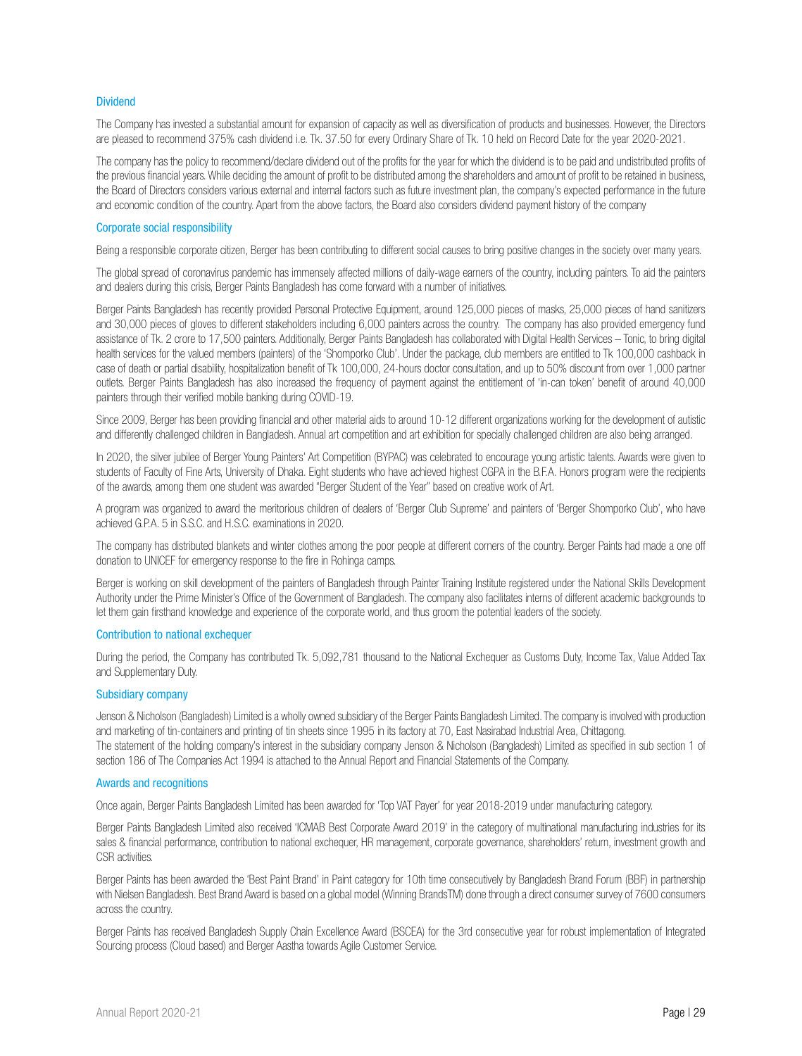## Dividend

The Company has invested a substantial amount for expansion of capacity as well as diversification of products and businesses. However, the Directors are pleased to recommend 375% cash dividend i.e. Tk. 37.50 for every Ordinary Share of Tk. 10 held on Record Date for the year 2020-2021.

The company has the policy to recommend/declare dividend out of the profits for the year for which the dividend is to be paid and undistributed profits of the previous financial years. While deciding the amount of profit to be distributed among the shareholders and amount of profit to be retained in business, the Board of Directors considers various external and internal factors such as future investment plan, the company's expected performance in the future and economic condition of the country. Apart from the above factors, the Board also considers dividend payment history of the company

## Corporate social responsibility

Being a responsible corporate citizen, Berger has been contributing to different social causes to bring positive changes in the society over many years.

The global spread of coronavirus pandemic has immensely affected millions of daily-wage earners of the country, including painters. To aid the painters and dealers during this crisis, Berger Paints Bangladesh has come forward with a number of initiatives.

Berger Paints Bangladesh has recently provided Personal Protective Equipment, around 125,000 pieces of masks, 25,000 pieces of hand sanitizers and 30,000 pieces of gloves to different stakeholders including 6,000 painters across the country. The company has also provided emergency fund assistance of Tk. 2 crore to 17,500 painters. Additionally, Berger Paints Bangladesh has collaborated with Digital Health Services – Tonic, to bring digital health services for the valued members (painters) of the 'Shomporko Club'. Under the package, club members are entitled to Tk 100,000 cashback in case of death or partial disability, hospitalization benefit of Tk 100,000, 24-hours doctor consultation, and up to 50% discount from over 1,000 partner outlets. Berger Paints Bangladesh has also increased the frequency of payment against the entitlement of 'in-can token' benefit of around 40,000 painters through their verified mobile banking during COVID-19.

Since 2009, Berger has been providing financial and other material aids to around 10-12 different organizations working for the development of autistic and differently challenged children in Bangladesh. Annual art competition and art exhibition for specially challenged children are also being arranged.

In 2020, the silver jubilee of Berger Young Painters' Art Competition (BYPAC) was celebrated to encourage young artistic talents. Awards were given to students of Faculty of Fine Arts, University of Dhaka. Eight students who have achieved highest CGPA in the B.F.A. Honors program were the recipients of the awards, among them one student was awarded "Berger Student of the Year" based on creative work of Art.

A program was organized to award the meritorious children of dealers of 'Berger Club Supreme' and painters of 'Berger Shomporko Club', who have achieved G.P.A. 5 in S.S.C. and H.S.C. examinations in 2020.

The company has distributed blankets and winter clothes among the poor people at different corners of the country. Berger Paints had made a one off donation to UNICEF for emergency response to the fire in Rohinga camps.

Berger is working on skill development of the painters of Bangladesh through Painter Training Institute registered under the National Skills Development Authority under the Prime Minister's Office of the Government of Bangladesh. The company also facilitates interns of different academic backgrounds to let them gain firsthand knowledge and experience of the corporate world, and thus groom the potential leaders of the society.

## Contribution to national exchequer

During the period, the Company has contributed Tk. 5,092,781 thousand to the National Exchequer as Customs Duty, Income Tax, Value Added Tax and Supplementary Duty.

## Subsidiary company

Jenson & Nicholson (Bangladesh) Limited is a wholly owned subsidiary of the Berger Paints Bangladesh Limited. The company is involved with production and marketing of tin-containers and printing of tin sheets since 1995 in its factory at 70, East Nasirabad Industrial Area, Chittagong.
The statement of the holding company's interest in the subsidiary company Jenson & Nicholson (Bangladesh) Limited as specified in sub section 1 of section 186 of The Companies Act 1994 is attached to the Annual Report and Financial Statements of the Company.

## Awards and recognitions

Once again, Berger Paints Bangladesh Limited has been awarded for 'Top VAT Payer' for year 2018-2019 under manufacturing category.

Berger Paints Bangladesh Limited also received 'ICMAB Best Corporate Award 2019' in the category of multinational manufacturing industries for its sales & financial performance, contribution to national exchequer, HR management, corporate governance, shareholders' return, investment growth and CSR activities.

Berger Paints has been awarded the 'Best Paint Brand' in Paint category for 10th time consecutively by Bangladesh Brand Forum (BBF) in partnership with Nielsen Bangladesh. Best Brand Award is based on a global model (Winning BrandsTM) done through a direct consumer survey of 7600 consumers across the country.

Berger Paints has received Bangladesh Supply Chain Excellence Award (BSCEA) for the 3rd consecutive year for robust implementation of Integrated Sourcing process (Cloud based) and Berger Aastha towards Agile Customer Service.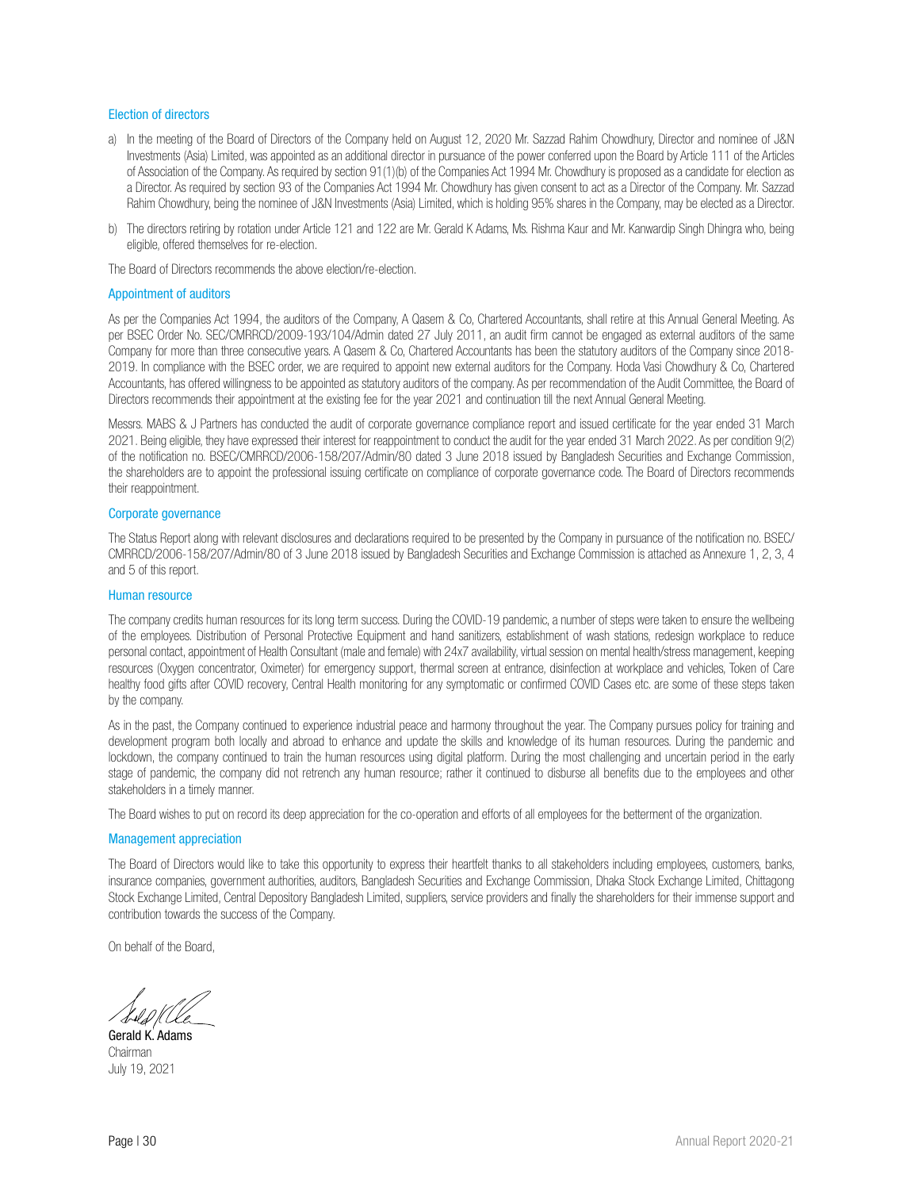### Election of directors

a) In the meeting of the Board of Directors of the Company held on August 12, 2020 Mr. Sazzad Rahim Chowdhury, Director and nominee of J&N Investments (Asia) Limited, was appointed as an additional director in pursuance of the power conferred upon the Board by Article 111 of the Articles of Association of the Company. As required by section 91(1)(b) of the Companies Act 1994 Mr. Chowdhury is proposed as a candidate for election as a Director. As required by section 93 of the Companies Act 1994 Mr. Chowdhury has given consent to act as a Director of the Company. Mr. Sazzad Rahim Chowdhury, being the nominee of J&N Investments (Asia) Limited, which is holding 95% shares in the Company, may be elected as a Director.

b) The directors retiring by rotation under Article 121 and 122 are Mr. Gerald K Adams, Ms. Rishma Kaur and Mr. Kanwardip Singh Dhingra who, being eligible, offered themselves for re-election.

The Board of Directors recommends the above election/re-election.

### Appointment of auditors

As per the Companies Act 1994, the auditors of the Company, A Qasem & Co, Chartered Accountants, shall retire at this Annual General Meeting. As per BSEC Order No. SEC/CMRRCD/2009-193/104/Admin dated 27 July 2011, an audit firm cannot be engaged as external auditors of the same Company for more than three consecutive years. A Qasem & Co, Chartered Accountants has been the statutory auditors of the Company since 2018-2019. In compliance with the BSEC order, we are required to appoint new external auditors for the Company. Hoda Vasi Chowdhury & Co, Chartered Accountants, has offered willingness to be appointed as statutory auditors of the company. As per recommendation of the Audit Committee, the Board of Directors recommends their appointment at the existing fee for the year 2021 and continuation till the next Annual General Meeting.

Messrs. MABS & J Partners has conducted the audit of corporate governance compliance report and issued certificate for the year ended 31 March 2021. Being eligible, they have expressed their interest for reappointment to conduct the audit for the year ended 31 March 2022. As per condition 9(2) of the notification no. BSEC/CMRRCD/2006-158/207/Admin/80 dated 3 June 2018 issued by Bangladesh Securities and Exchange Commission, the shareholders are to appoint the professional issuing certificate on compliance of corporate governance code. The Board of Directors recommends their reappointment.

### Corporate governance

The Status Report along with relevant disclosures and declarations required to be presented by the Company in pursuance of the notification no. BSEC/CMRRCD/2006-158/207/Admin/80 of 3 June 2018 issued by Bangladesh Securities and Exchange Commission is attached as Annexure 1, 2, 3, 4 and 5 of this report.

### Human resource

The company credits human resources for its long term success. During the COVID-19 pandemic, a number of steps were taken to ensure the wellbeing of the employees. Distribution of Personal Protective Equipment and hand sanitizers, establishment of wash stations, redesign workplace to reduce personal contact, appointment of Health Consultant (male and female) with 24x7 availability, virtual session on mental health/stress management, keeping resources (Oxygen concentrator, Oximeter) for emergency support, thermal screen at entrance, disinfection at workplace and vehicles, Token of Care healthy food gifts after COVID recovery, Central Health monitoring for any symptomatic or confirmed COVID Cases etc. are some of these steps taken by the company.

As in the past, the Company continued to experience industrial peace and harmony throughout the year. The Company pursues policy for training and development program both locally and abroad to enhance and update the skills and knowledge of its human resources. During the pandemic and lockdown, the company continued to train the human resources using digital platform. During the most challenging and uncertain period in the early stage of pandemic, the company did not retrench any human resource; rather it continued to disburse all benefits due to the employees and other stakeholders in a timely manner.

The Board wishes to put on record its deep appreciation for the co-operation and efforts of all employees for the betterment of the organization.

### Management appreciation

The Board of Directors would like to take this opportunity to express their heartfelt thanks to all stakeholders including employees, customers, banks, insurance companies, government authorities, auditors, Bangladesh Securities and Exchange Commission, Dhaka Stock Exchange Limited, Chittagong Stock Exchange Limited, Central Depository Bangladesh Limited, suppliers, service providers and finally the shareholders for their immense support and contribution towards the success of the Company.

On behalf of the Board,

**Gerald K. Adams**
Chairman
July 19, 2021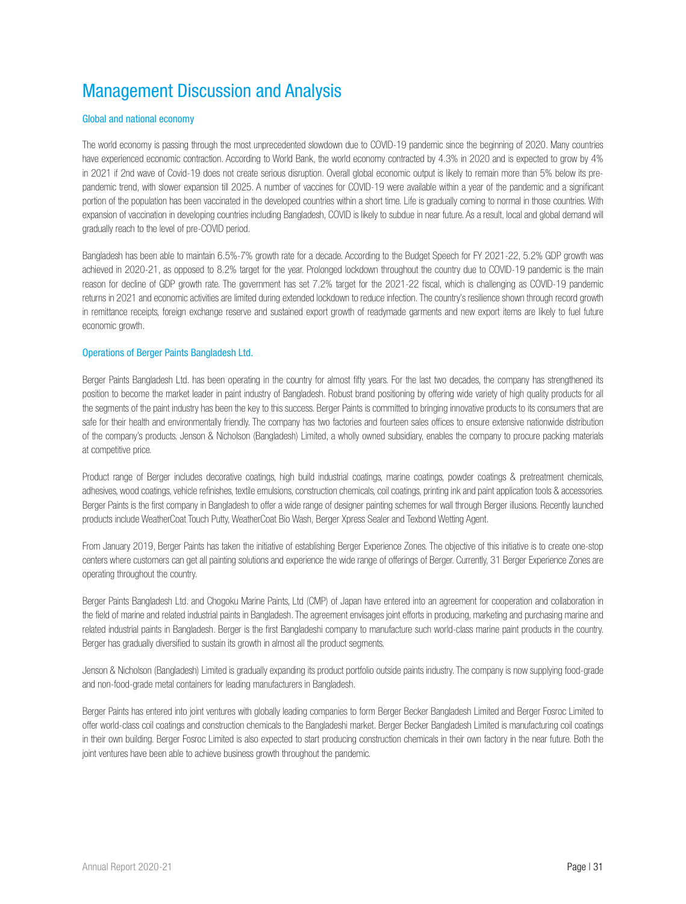# Management Discussion and Analysis

## Global and national economy

The world economy is passing through the most unprecedented slowdown due to COVID-19 pandemic since the beginning of 2020. Many countries have experienced economic contraction. According to World Bank, the world economy contracted by 4.3% in 2020 and is expected to grow by 4% in 2021 if 2nd wave of Covid-19 does not create serious disruption. Overall global economic output is likely to remain more than 5% below its pre-pandemic trend, with slower expansion till 2025. A number of vaccines for COVID-19 were available within a year of the pandemic and a significant portion of the population has been vaccinated in the developed countries within a short time. Life is gradually coming to normal in those countries. With expansion of vaccination in developing countries including Bangladesh, COVID is likely to subdue in near future. As a result, local and global demand will gradually reach to the level of pre-COVID period.

Bangladesh has been able to maintain 6.5%-7% growth rate for a decade. According to the Budget Speech for FY 2021-22, 5.2% GDP growth was achieved in 2020-21, as opposed to 8.2% target for the year. Prolonged lockdown throughout the country due to COVID-19 pandemic is the main reason for decline of GDP growth rate. The government has set 7.2% target for the 2021-22 fiscal, which is challenging as COVID-19 pandemic returns in 2021 and economic activities are limited during extended lockdown to reduce infection. The country's resilience shown through record growth in remittance receipts, foreign exchange reserve and sustained export growth of readymade garments and new export items are likely to fuel future economic growth.

## Operations of Berger Paints Bangladesh Ltd.

Berger Paints Bangladesh Ltd. has been operating in the country for almost fifty years. For the last two decades, the company has strengthened its position to become the market leader in paint industry of Bangladesh. Robust brand positioning by offering wide variety of high quality products for all the segments of the paint industry has been the key to this success. Berger Paints is committed to bringing innovative products to its consumers that are safe for their health and environmentally friendly. The company has two factories and fourteen sales offices to ensure extensive nationwide distribution of the company's products. Jenson & Nicholson (Bangladesh) Limited, a wholly owned subsidiary, enables the company to procure packing materials at competitive price.

Product range of Berger includes decorative coatings, high build industrial coatings, marine coatings, powder coatings & pretreatment chemicals, adhesives, wood coatings, vehicle refinishes, textile emulsions, construction chemicals, coil coatings, printing ink and paint application tools & accessories. Berger Paints is the first company in Bangladesh to offer a wide range of designer painting schemes for wall through Berger illusions. Recently launched products include WeatherCoat Touch Putty, WeatherCoat Bio Wash, Berger Xpress Sealer and Texbond Wetting Agent.

From January 2019, Berger Paints has taken the initiative of establishing Berger Experience Zones. The objective of this initiative is to create one-stop centers where customers can get all painting solutions and experience the wide range of offerings of Berger. Currently, 31 Berger Experience Zones are operating throughout the country.

Berger Paints Bangladesh Ltd. and Chogoku Marine Paints, Ltd (CMP) of Japan have entered into an agreement for cooperation and collaboration in the field of marine and related industrial paints in Bangladesh. The agreement envisages joint efforts in producing, marketing and purchasing marine and related industrial paints in Bangladesh. Berger is the first Bangladeshi company to manufacture such world-class marine paint products in the country. Berger has gradually diversified to sustain its growth in almost all the product segments.

Jenson & Nicholson (Bangladesh) Limited is gradually expanding its product portfolio outside paints industry. The company is now supplying food-grade and non-food-grade metal containers for leading manufacturers in Bangladesh.

Berger Paints has entered into joint ventures with globally leading companies to form Berger Becker Bangladesh Limited and Berger Fosroc Limited to offer world-class coil coatings and construction chemicals to the Bangladeshi market. Berger Becker Bangladesh Limited is manufacturing coil coatings in their own building. Berger Fosroc Limited is also expected to start producing construction chemicals in their own factory in the near future. Both the joint ventures have been able to achieve business growth throughout the pandemic.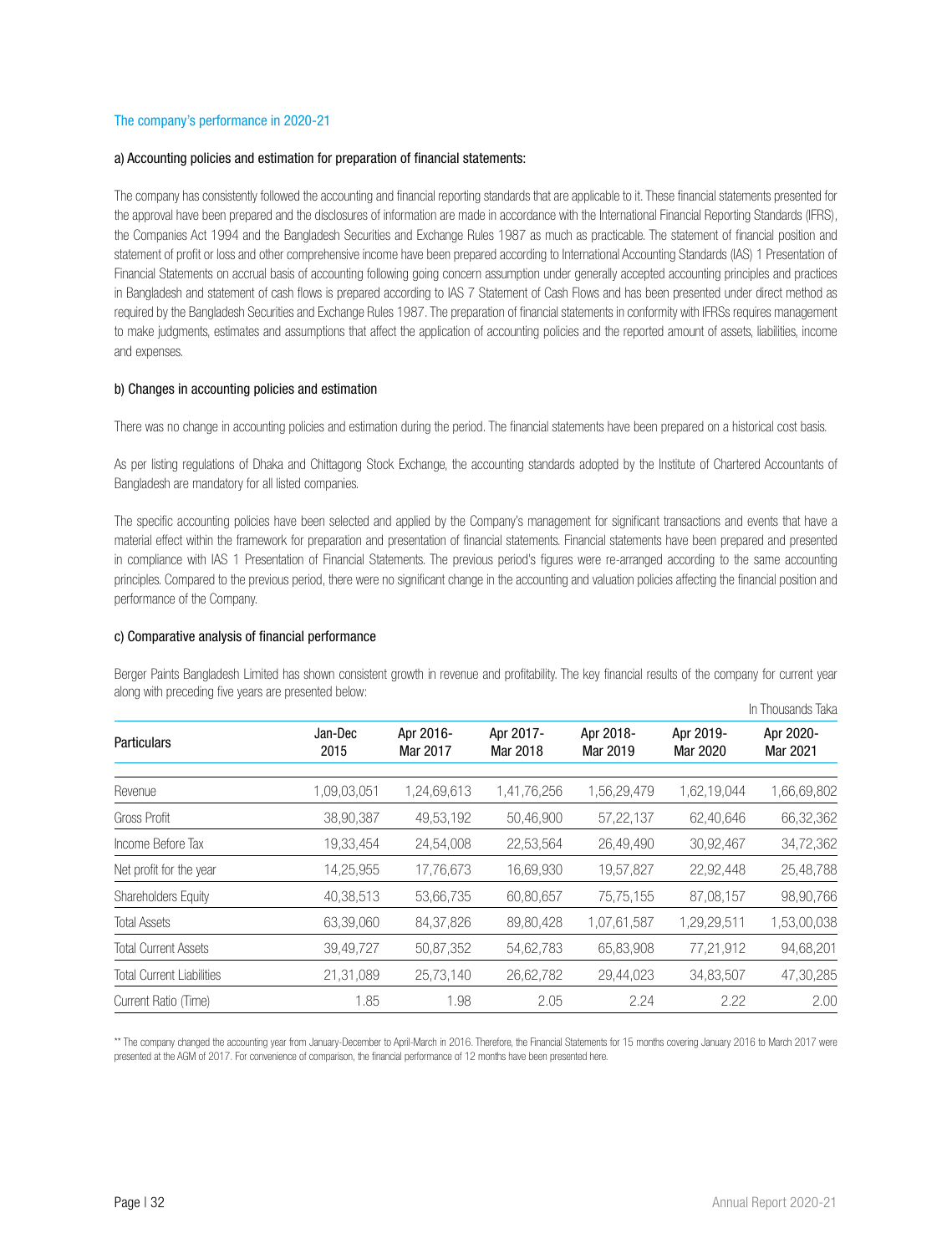## The company's performance in 2020-21

### a) Accounting policies and estimation for preparation of financial statements:

The company has consistently followed the accounting and financial reporting standards that are applicable to it. These financial statements presented for the approval have been prepared and the disclosures of information are made in accordance with the International Financial Reporting Standards (IFRS), the Companies Act 1994 and the Bangladesh Securities and Exchange Rules 1987 as much as practicable. The statement of financial position and statement of profit or loss and other comprehensive income have been prepared according to International Accounting Standards (IAS) 1 Presentation of Financial Statements on accrual basis of accounting following going concern assumption under generally accepted accounting principles and practices in Bangladesh and statement of cash flows is prepared according to IAS 7 Statement of Cash Flows and has been presented under direct method as required by the Bangladesh Securities and Exchange Rules 1987. The preparation of financial statements in conformity with IFRSs requires management to make judgments, estimates and assumptions that affect the application of accounting policies and the reported amount of assets, liabilities, income and expenses.

### b) Changes in accounting policies and estimation

There was no change in accounting policies and estimation during the period. The financial statements have been prepared on a historical cost basis.

As per listing regulations of Dhaka and Chittagong Stock Exchange, the accounting standards adopted by the Institute of Chartered Accountants of Bangladesh are mandatory for all listed companies.

The specific accounting policies have been selected and applied by the Company's management for significant transactions and events that have a material effect within the framework for preparation and presentation of financial statements. Financial statements have been prepared and presented in compliance with IAS 1 Presentation of Financial Statements. The previous period's figures were re-arranged according to the same accounting principles. Compared to the previous period, there were no significant change in the accounting and valuation policies affecting the financial position and performance of the Company.

### c) Comparative analysis of financial performance

Berger Paints Bangladesh Limited has shown consistent growth in revenue and profitability. The key financial results of the company for current year along with preceding five years are presented below:

In Thousands Taka

| Particulars | Jan-Dec 2015 | Apr 2016-Mar 2017 | Apr 2017-Mar 2018 | Apr 2018-Mar 2019 | Apr 2019-Mar 2020 | Apr 2020-Mar 2021 |
|---|---|---|---|---|---|---|
| Revenue | 1,09,03,051 | 1,24,69,613 | 1,41,76,256 | 1,56,29,479 | 1,62,19,044 | 1,66,69,802 |
| Gross Profit | 38,90,387 | 49,53,192 | 50,46,900 | 57,22,137 | 62,40,646 | 66,32,362 |
| Income Before Tax | 19,33,454 | 24,54,008 | 22,53,564 | 26,49,490 | 30,92,467 | 34,72,362 |
| Net profit for the year | 14,25,955 | 17,76,673 | 16,69,930 | 19,57,827 | 22,92,448 | 25,48,788 |
| Shareholders Equity | 40,38,513 | 53,66,735 | 60,80,657 | 75,75,155 | 87,08,157 | 98,90,766 |
| Total Assets | 63,39,060 | 84,37,826 | 89,80,428 | 1,07,61,587 | 1,29,29,511 | 1,53,00,038 |
| Total Current Assets | 39,49,727 | 50,87,352 | 54,62,783 | 65,83,908 | 77,21,912 | 94,68,201 |
| Total Current Liabilities | 21,31,089 | 25,73,140 | 26,62,782 | 29,44,023 | 34,83,507 | 47,30,285 |
| Current Ratio (Time) | 1.85 | 1.98 | 2.05 | 2.24 | 2.22 | 2.00 |

** The company changed the accounting year from January-December to April-March in 2016. Therefore, the Financial Statements for 15 months covering January 2016 to March 2017 were presented at the AGM of 2017. For convenience of comparison, the financial performance of 12 months have been presented here.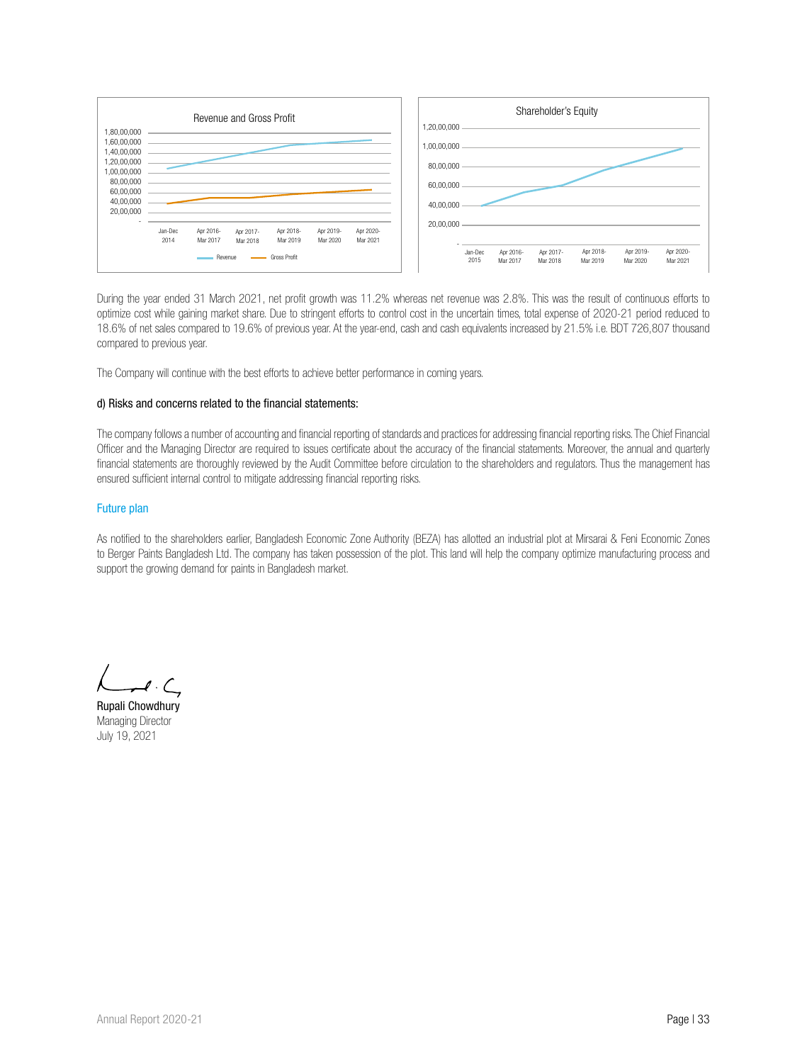Revenue and Gross Profit

Shareholder's Equity

During the year ended 31 March 2021, net profit growth was 11.2% whereas net revenue was 2.8%. This was the result of continuous efforts to optimize cost while gaining market share. Due to stringent efforts to control cost in the uncertain times, total expense of 2020-21 period reduced to 18.6% of net sales compared to 19.6% of previous year. At the year-end, cash and cash equivalents increased by 21.5% i.e. BDT 726,807 thousand compared to previous year.

The Company will continue with the best efforts to achieve better performance in coming years.

### d) Risks and concerns related to the financial statements:

The company follows a number of accounting and financial reporting of standards and practices for addressing financial reporting risks. The Chief Financial Officer and the Managing Director are required to issues certificate about the accuracy of the financial statements. Moreover, the annual and quarterly financial statements are thoroughly reviewed by the Audit Committee before circulation to the shareholders and regulators. Thus the management has ensured sufficient internal control to mitigate addressing financial reporting risks.

## Future plan

As notified to the shareholders earlier, Bangladesh Economic Zone Authority (BEZA) has allotted an industrial plot at Mirsarai & Feni Economic Zones to Berger Paints Bangladesh Ltd. The company has taken possession of the plot. This land will help the company optimize manufacturing process and support the growing demand for paints in Bangladesh market.

Rupali Chowdhury
Managing Director
July 19, 2021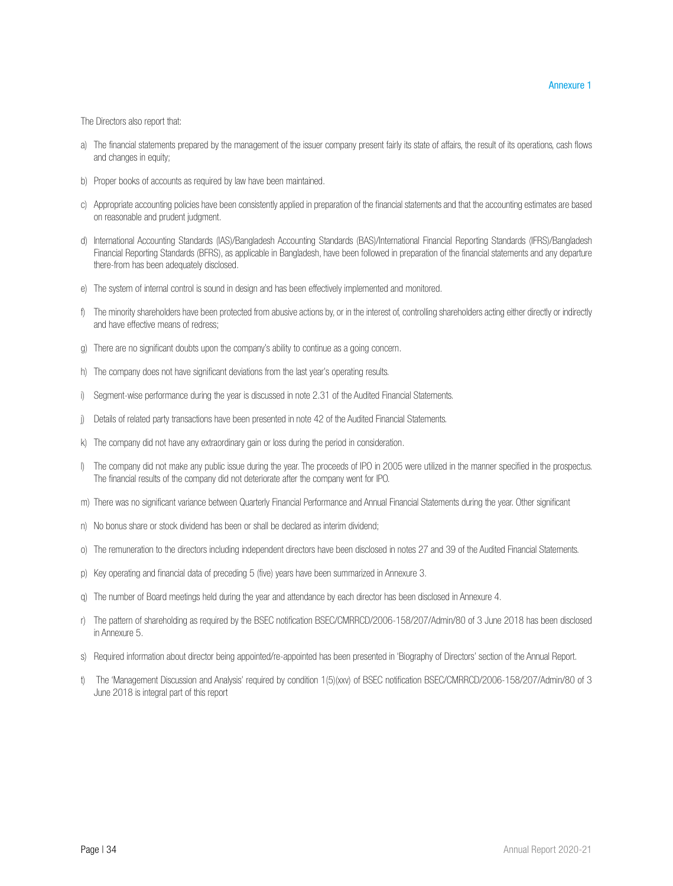Annexure 1

The Directors also report that:

a) The financial statements prepared by the management of the issuer company present fairly its state of affairs, the result of its operations, cash flows and changes in equity;

b) Proper books of accounts as required by law have been maintained.

c) Appropriate accounting policies have been consistently applied in preparation of the financial statements and that the accounting estimates are based on reasonable and prudent judgment.

d) International Accounting Standards (IAS)/Bangladesh Accounting Standards (BAS)/International Financial Reporting Standards (IFRS)/Bangladesh Financial Reporting Standards (BFRS), as applicable in Bangladesh, have been followed in preparation of the financial statements and any departure there-from has been adequately disclosed.

e) The system of internal control is sound in design and has been effectively implemented and monitored.

f) The minority shareholders have been protected from abusive actions by, or in the interest of, controlling shareholders acting either directly or indirectly and have effective means of redress;

g) There are no significant doubts upon the company's ability to continue as a going concern.

h) The company does not have significant deviations from the last year's operating results.

i) Segment-wise performance during the year is discussed in note 2.31 of the Audited Financial Statements.

j) Details of related party transactions have been presented in note 42 of the Audited Financial Statements.

k) The company did not have any extraordinary gain or loss during the period in consideration.

l) The company did not make any public issue during the year. The proceeds of IPO in 2005 were utilized in the manner specified in the prospectus. The financial results of the company did not deteriorate after the company went for IPO.

m) There was no significant variance between Quarterly Financial Performance and Annual Financial Statements during the year. Other significant

n) No bonus share or stock dividend has been or shall be declared as interim dividend;

o) The remuneration to the directors including independent directors have been disclosed in notes 27 and 39 of the Audited Financial Statements.

p) Key operating and financial data of preceding 5 (five) years have been summarized in Annexure 3.

q) The number of Board meetings held during the year and attendance by each director has been disclosed in Annexure 4.

r) The pattern of shareholding as required by the BSEC notification BSEC/CMRRCD/2006-158/207/Admin/80 of 3 June 2018 has been disclosed in Annexure 5.

s) Required information about director being appointed/re-appointed has been presented in 'Biography of Directors' section of the Annual Report.

t) The 'Management Discussion and Analysis' required by condition 1(5)(xxv) of BSEC notification BSEC/CMRRCD/2006-158/207/Admin/80 of 3 June 2018 is integral part of this report